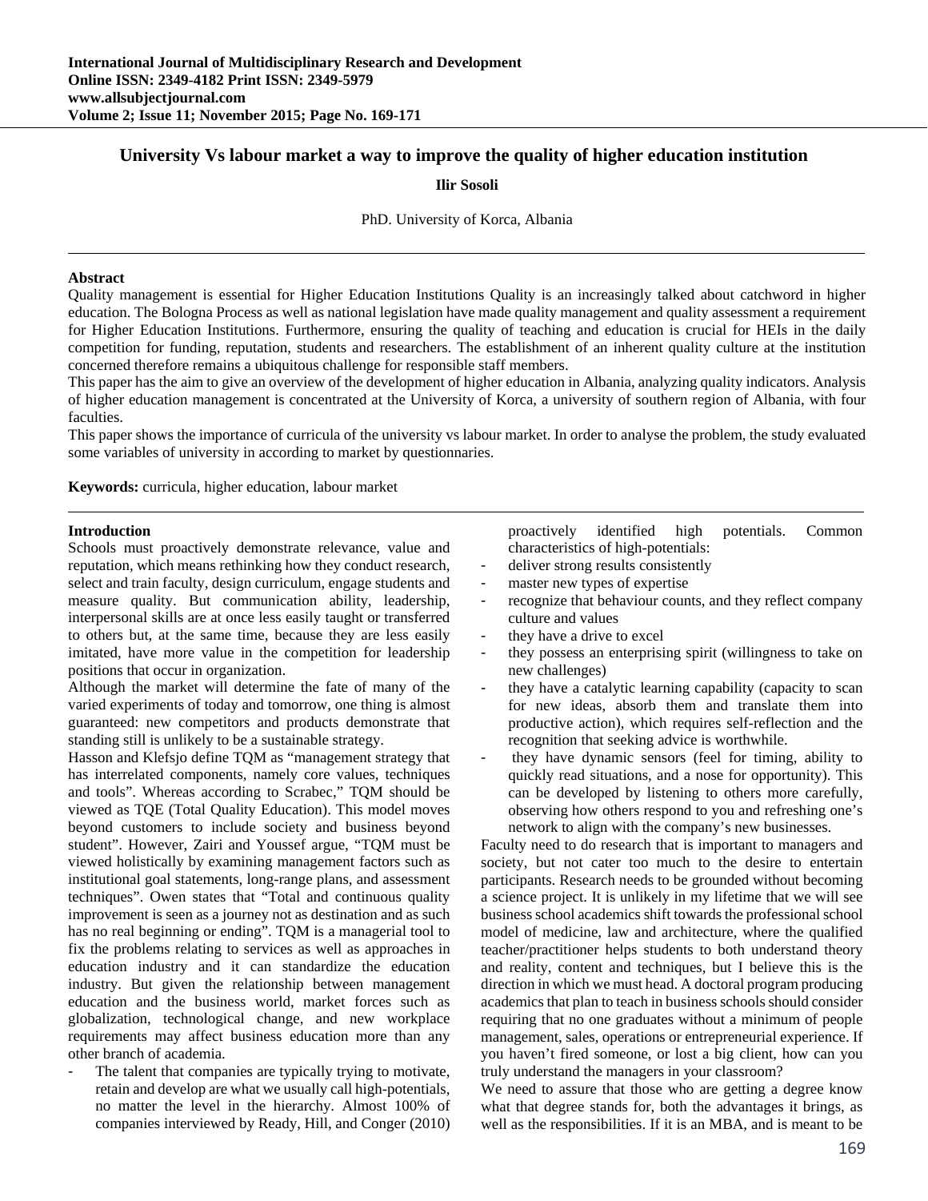# University Vs labour market a way to improve the quality of higher education institution

**Ilir Sosoli**

PhD. University of Korca, Albania

## Abstract

Quality management is essential for Higher Education Institutions Quality is an increasingly talked about catchword in higher education. The Bologna Process as well as national legislation have made quality management and quality assessment a requirement for Higher Education Institutions. Furthermore, ensuring the quality of teaching and education is crucial for HEIs in the daily competition for funding, reputation, students and researchers. The establishment of an inherent quality culture at the institution concerned therefore remains a ubiquitous challenge for responsible staff members.

This paper has the aim to give an overview of the development of higher education in Albania, analyzing quality indicators. Analysis of higher education management is concentrated at the University of Korca, a university of southern region of Albania, with four faculties.

This paper shows the importance of curricula of the university vs labour market. In order to analyse the problem, the study evaluated some variables of university in according to market by questionnaries.

**Keywords:** curricula, higher education, labour market

## Introduction

Schools must proactively demonstrate relevance, value and reputation, which means rethinking how they conduct research, select and train faculty, design curriculum, engage students and measure quality. But communication ability, leadership, interpersonal skills are at once less easily taught or transferred to others but, at the same time, because they are less easily imitated, have more value in the competition for leadership positions that occur in organization.

Although the market will determine the fate of many of the varied experiments of today and tomorrow, one thing is almost guaranteed: new competitors and products demonstrate that standing still is unlikely to be a sustainable strategy.

Hasson and Klefsjo define TQM as "management strategy that has interrelated components, namely core values, techniques and tools". Whereas according to Scrabec," TQM should be viewed as TQE (Total Quality Education). This model moves beyond customers to include society and business beyond student". However, Zairi and Youssef argue, "TQM must be viewed holistically by examining management factors such as institutional goal statements, long-range plans, and assessment techniques". Owen states that "Total and continuous quality improvement is seen as a journey not as destination and as such has no real beginning or ending". TQM is a managerial tool to fix the problems relating to services as well as approaches in education industry and it can standardize the education industry. But given the relationship between management education and the business world, market forces such as globalization, technological change, and new workplace requirements may affect business education more than any other branch of academia.

- The talent that companies are typically trying to motivate, retain and develop are what we usually call high-potentials, no matter the level in the hierarchy. Almost 100% of companies interviewed by Ready, Hill, and Conger (2010) proactively identified high potentials. Common characteristics of high-potentials:
- deliver strong results consistently
- master new types of expertise
- recognize that behaviour counts, and they reflect company culture and values
- they have a drive to excel
- they possess an enterprising spirit (willingness to take on new challenges)
- they have a catalytic learning capability (capacity to scan for new ideas, absorb them and translate them into productive action), which requires self-reflection and the recognition that seeking advice is worthwhile.
- they have dynamic sensors (feel for timing, ability to quickly read situations, and a nose for opportunity). This can be developed by listening to others more carefully, observing how others respond to you and refreshing one's network to align with the company's new businesses.

Faculty need to do research that is important to managers and society, but not cater too much to the desire to entertain participants. Research needs to be grounded without becoming a science project. It is unlikely in my lifetime that we will see business school academics shift towards the professional school model of medicine, law and architecture, where the qualified teacher/practitioner helps students to both understand theory and reality, content and techniques, but I believe this is the direction in which we must head. A doctoral program producing academics that plan to teach in business schools should consider requiring that no one graduates without a minimum of people management, sales, operations or entrepreneurial experience. If you haven't fired someone, or lost a big client, how can you truly understand the managers in your classroom?

We need to assure that those who are getting a degree know what that degree stands for, both the advantages it brings, as well as the responsibilities. If it is an MBA, and is meant to be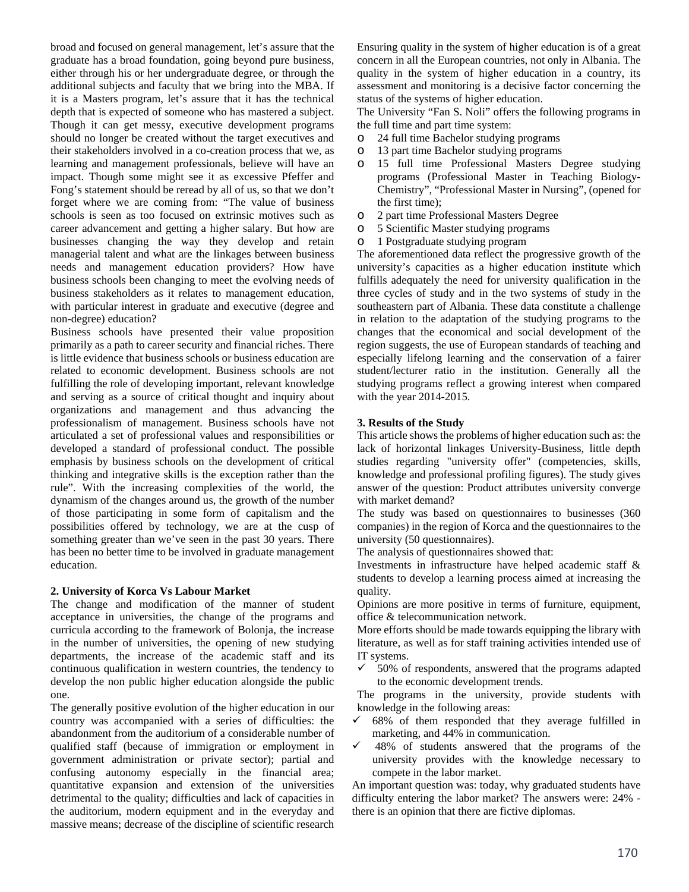broad and focused on general management, let's assure that the graduate has a broad foundation, going beyond pure business, either through his or her undergraduate degree, or through the additional subjects and faculty that we bring into the MBA. If it is a Masters program, let's assure that it has the technical depth that is expected of someone who has mastered a subject. Though it can get messy, executive development programs should no longer be created without the target executives and their stakeholders involved in a co-creation process that we, as learning and management professionals, believe will have an impact. Though some might see it as excessive Pfeffer and Fong's statement should be reread by all of us, so that we don't forget where we are coming from: "The value of business schools is seen as too focused on extrinsic motives such as career advancement and getting a higher salary. But how are businesses changing the way they develop and retain managerial talent and what are the linkages between business needs and management education providers? How have business schools been changing to meet the evolving needs of business stakeholders as it relates to management education, with particular interest in graduate and executive (degree and non-degree) education?

Business schools have presented their value proposition primarily as a path to career security and financial riches. There is little evidence that business schools or business education are related to economic development. Business schools are not fulfilling the role of developing important, relevant knowledge and serving as a source of critical thought and inquiry about organizations and management and thus advancing the professionalism of management. Business schools have not articulated a set of professional values and responsibilities or developed a standard of professional conduct. The possible emphasis by business schools on the development of critical thinking and integrative skills is the exception rather than the rule". With the increasing complexities of the world, the dynamism of the changes around us, the growth of the number of those participating in some form of capitalism and the possibilities offered by technology, we are at the cusp of something greater than we've seen in the past 30 years. There has been no better time to be involved in graduate management education.

**2. University of Korca Vs Labour Market**

The change and modification of the manner of student acceptance in universities, the change of the programs and curricula according to the framework of Bolonja, the increase in the number of universities, the opening of new studying departments, the increase of the academic staff and its continuous qualification in western countries, the tendency to develop the non public higher education alongside the public one.

The generally positive evolution of the higher education in our country was accompanied with a series of difficulties: the abandonment from the auditorium of a considerable number of qualified staff (because of immigration or employment in government administration or private sector); partial and confusing autonomy especially in the financial area; quantitative expansion and extension of the universities detrimental to the quality; difficulties and lack of capacities in the auditorium, modern equipment and in the everyday and massive means; decrease of the discipline of scientific research

Ensuring quality in the system of higher education is of a great concern in all the European countries, not only in Albania. The quality in the system of higher education in a country, its assessment and monitoring is a decisive factor concerning the status of the systems of higher education.

The University "Fan S. Noli" offers the following programs in the full time and part time system:

- 24 full time Bachelor studying programs
- 13 part time Bachelor studying programs
- 15 full time Professional Masters Degree studying programs (Professional Master in Teaching Biology-Chemistry", "Professional Master in Nursing", (opened for the first time);
- 2 part time Professional Masters Degree
- 5 Scientific Master studying programs
- 1 Postgraduate studying program

The aforementioned data reflect the progressive growth of the university's capacities as a higher education institute which fulfills adequately the need for university qualification in the three cycles of study and in the two systems of study in the southeastern part of Albania. These data constitute a challenge in relation to the adaptation of the studying programs to the changes that the economical and social development of the region suggests, the use of European standards of teaching and especially lifelong learning and the conservation of a fairer student/lecturer ratio in the institution. Generally all the studying programs reflect a growing interest when compared with the year 2014-2015.

**3. Results of the Study**

This article shows the problems of higher education such as: the lack of horizontal linkages University-Business, little depth studies regarding "university offer" (competencies, skills, knowledge and professional profiling figures). The study gives answer of the question: Product attributes university converge with market demand?

The study was based on questionnaires to businesses (360 companies) in the region of Korca and the questionnaires to the university (50 questionnaires).

The analysis of questionnaires showed that:

Investments in infrastructure have helped academic staff & students to develop a learning process aimed at increasing the quality.

Opinions are more positive in terms of furniture, equipment, office & telecommunication network.

More efforts should be made towards equipping the library with literature, as well as for staff training activities intended use of IT systems.

- ✓ 50% of respondents, answered that the programs adapted to the economic development trends.

The programs in the university, provide students with knowledge in the following areas:

- ✓ 68% of them responded that they average fulfilled in marketing, and 44% in communication.
- ✓ 48% of students answered that the programs of the university provides with the knowledge necessary to compete in the labor market.

An important question was: today, why graduated students have difficulty entering the labor market? The answers were: 24% - there is an opinion that there are fictive diplomas.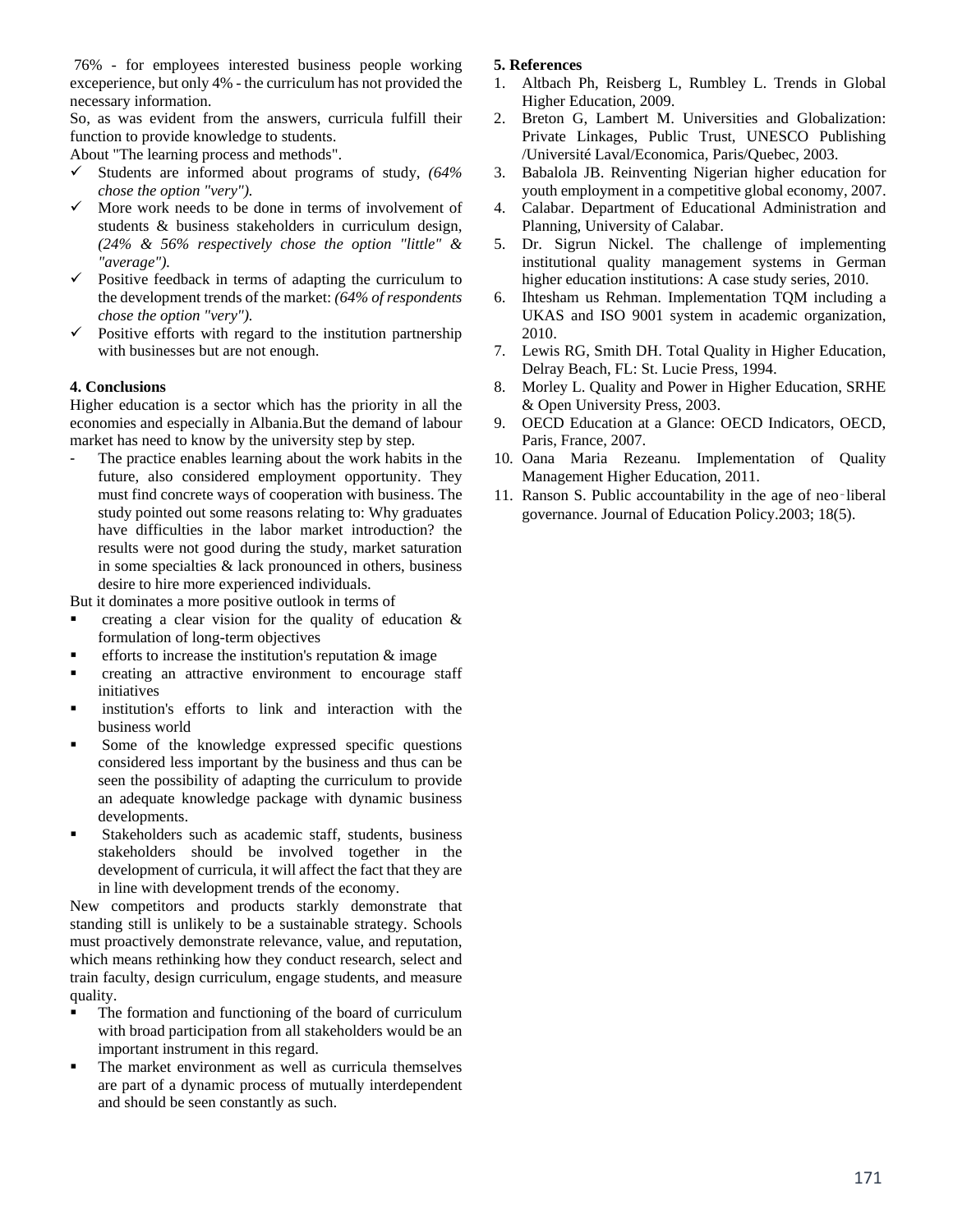76% - for employees interested business people working exceperience, but only 4% - the curriculum has not provided the necessary information.

So, as was evident from the answers, curricula fulfill their function to provide knowledge to students.

About "The learning process and methods".

- ✓ Students are informed about programs of study, *(64% chose the option "very").*
- ✓ More work needs to be done in terms of involvement of students & business stakeholders in curriculum design, *(24% & 56% respectively chose the option "little" & "average").*
- ✓ Positive feedback in terms of adapting the curriculum to the development trends of the market: *(64% of respondents chose the option "very").*
- ✓ Positive efforts with regard to the institution partnership with businesses but are not enough.

### 4. Conclusions

Higher education is a sector which has the priority in all the economies and especially in Albania.But the demand of labour market has need to know by the university step by step.

- The practice enables learning about the work habits in the future, also considered employment opportunity. They must find concrete ways of cooperation with business. The study pointed out some reasons relating to: Why graduates have difficulties in the labor market introduction? the results were not good during the study, market saturation in some specialties & lack pronounced in others, business desire to hire more experienced individuals.

But it dominates a more positive outlook in terms of

- creating a clear vision for the quality of education & formulation of long-term objectives
- efforts to increase the institution's reputation & image
- creating an attractive environment to encourage staff initiatives
- institution's efforts to link and interaction with the business world
- Some of the knowledge expressed specific questions considered less important by the business and thus can be seen the possibility of adapting the curriculum to provide an adequate knowledge package with dynamic business developments.
- Stakeholders such as academic staff, students, business stakeholders should be involved together in the development of curricula, it will affect the fact that they are in line with development trends of the economy.

New competitors and products starkly demonstrate that standing still is unlikely to be a sustainable strategy. Schools must proactively demonstrate relevance, value, and reputation, which means rethinking how they conduct research, select and train faculty, design curriculum, engage students, and measure quality.

- The formation and functioning of the board of curriculum with broad participation from all stakeholders would be an important instrument in this regard.
- The market environment as well as curricula themselves are part of a dynamic process of mutually interdependent and should be seen constantly as such.

### 5. References

1. Altbach Ph, Reisberg L, Rumbley L. Trends in Global Higher Education, 2009.
2. Breton G, Lambert M. Universities and Globalization: Private Linkages, Public Trust, UNESCO Publishing /Université Laval/Economica, Paris/Quebec, 2003.
3. Babalola JB. Reinventing Nigerian higher education for youth employment in a competitive global economy, 2007.
4. Calabar. Department of Educational Administration and Planning, University of Calabar.
5. Dr. Sigrun Nickel. The challenge of implementing institutional quality management systems in German higher education institutions: A case study series, 2010.
6. Ihtesham us Rehman. Implementation TQM including a UKAS and ISO 9001 system in academic organization, 2010.
7. Lewis RG, Smith DH. Total Quality in Higher Education, Delray Beach, FL: St. Lucie Press, 1994.
8. Morley L. Quality and Power in Higher Education, SRHE & Open University Press, 2003.
9. OECD Education at a Glance: OECD Indicators, OECD, Paris, France, 2007.
10. Oana Maria Rezeanu. Implementation of Quality Management Higher Education, 2011.
11. Ranson S. Public accountability in the age of neo‑liberal governance. Journal of Education Policy.2003; 18(5).